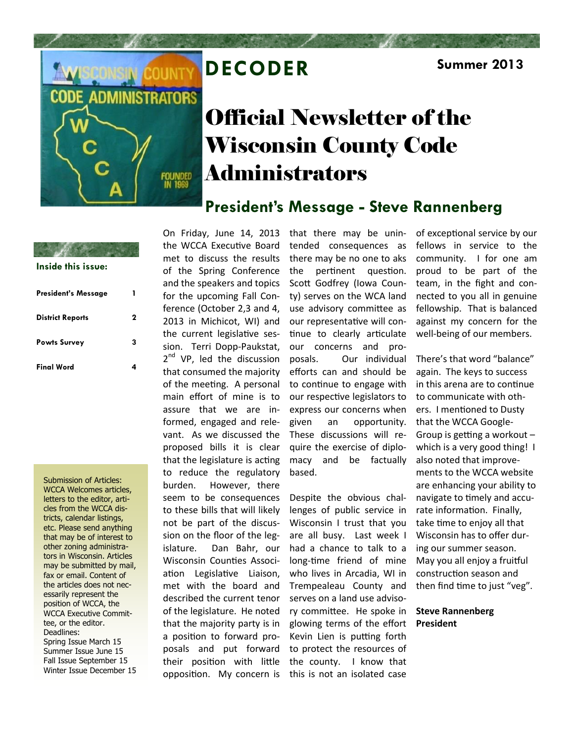# DECODER

**Summer 2013**

# Official Newsletter of the Wisconsin County Code Administrators

**Inside this issue:**

| | |
|---|---|
| President's Message | 1 |
| District Reports | 2 |
| Powts Survey | 3 |
| Final Word | 4 |

Submission of Articles: WCCA Welcomes articles, letters to the editor, articles from the WCCA districts, calendar listings, etc. Please send anything that may be of interest to other zoning administrators in Wisconsin. Articles may be submitted by mail, fax or email. Content of the articles does not necessarily represent the position of WCCA, the WCCA Executive Committee, or the editor.
Deadlines:
Spring Issue March 15
Summer Issue June 15
Fall Issue September 15
Winter Issue December 15

## President's Message - Steve Rannenberg

On Friday, June 14, 2013 the WCCA Executive Board met to discuss the results of the Spring Conference and the speakers and topics for the upcoming Fall Conference (October 2,3 and 4, 2013 in Michicot, WI) and the current legislative session. Terri Dopp-Paukstat, 2nd VP, led the discussion that consumed the majority of the meeting. A personal main effort of mine is to assure that we are informed, engaged and relevant. As we discussed the proposed bills it is clear that the legislature is acting to reduce the regulatory burden. However, there seem to be consequences to these bills that will likely not be part of the discussion on the floor of the legislature. Dan Bahr, our Wisconsin Counties Association Legislative Liaison, met with the board and described the current tenor of the legislature. He noted that the majority party is in a position to forward proposals and put forward their position with little opposition. My concern is that there may be unintended consequences as there may be no one to aks the pertinent question. Scott Godfrey (Iowa County) serves on the WCA land use advisory committee as our representative will continue to clearly articulate our concerns and proposals. Our individual efforts can and should be to continue to engage with our respective legislators to express our concerns when given an opportunity. These discussions will require the exercise of diplomacy and be factually based.

Despite the obvious challenges of public service in Wisconsin I trust that you are all busy. Last week I had a chance to talk to a long-time friend of mine who lives in Arcadia, WI in Trempealeau County and serves on a land use advisory committee. He spoke in glowing terms of the effort Kevin Lien is putting forth to protect the resources of the county. I know that this is not an isolated case of exceptional service by our fellows in service to the community. I for one am proud to be part of the team, in the fight and connected to you all in genuine fellowship. That is balanced against my concern for the well-being of our members.

There's that word "balance" again. The keys to success in this arena are to continue to communicate with others. I mentioned to Dusty that the WCCA Google-Group is getting a workout – which is a very good thing! I also noted that improvements to the WCCA website are enhancing your ability to navigate to timely and accurate information. Finally, take time to enjoy all that Wisconsin has to offer during our summer season. May you all enjoy a fruitful construction season and then find time to just "veg".

**Steve Rannenberg**
**President**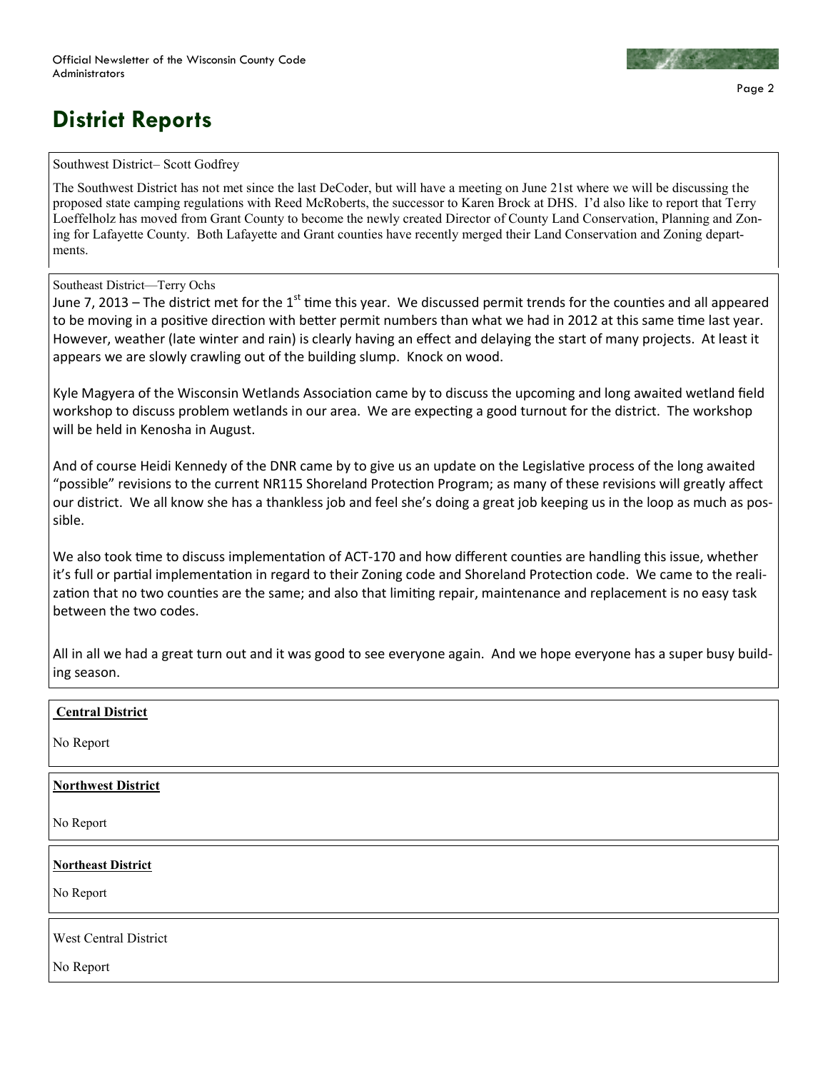# District Reports

Southwest District– Scott Godfrey

The Southwest District has not met since the last DeCoder, but will have a meeting on June 21st where we will be discussing the proposed state camping regulations with Reed McRoberts, the successor to Karen Brock at DHS. I'd also like to report that Terry Loeffelholz has moved from Grant County to become the newly created Director of County Land Conservation, Planning and Zoning for Lafayette County. Both Lafayette and Grant counties have recently merged their Land Conservation and Zoning departments.

Southeast District—Terry Ochs

June 7, 2013 – The district met for the 1st time this year. We discussed permit trends for the counties and all appeared to be moving in a positive direction with better permit numbers than what we had in 2012 at this same time last year. However, weather (late winter and rain) is clearly having an effect and delaying the start of many projects. At least it appears we are slowly crawling out of the building slump. Knock on wood.

Kyle Magyera of the Wisconsin Wetlands Association came by to discuss the upcoming and long awaited wetland field workshop to discuss problem wetlands in our area. We are expecting a good turnout for the district. The workshop will be held in Kenosha in August.

And of course Heidi Kennedy of the DNR came by to give us an update on the Legislative process of the long awaited "possible" revisions to the current NR115 Shoreland Protection Program; as many of these revisions will greatly affect our district. We all know she has a thankless job and feel she's doing a great job keeping us in the loop as much as possible.

We also took time to discuss implementation of ACT-170 and how different counties are handling this issue, whether it's full or partial implementation in regard to their Zoning code and Shoreland Protection code. We came to the realization that no two counties are the same; and also that limiting repair, maintenance and replacement is no easy task between the two codes.

All in all we had a great turn out and it was good to see everyone again. And we hope everyone has a super busy building season.

**Central District**

No Report

**Northwest District**

No Report

**Northeast District**

No Report

West Central District

No Report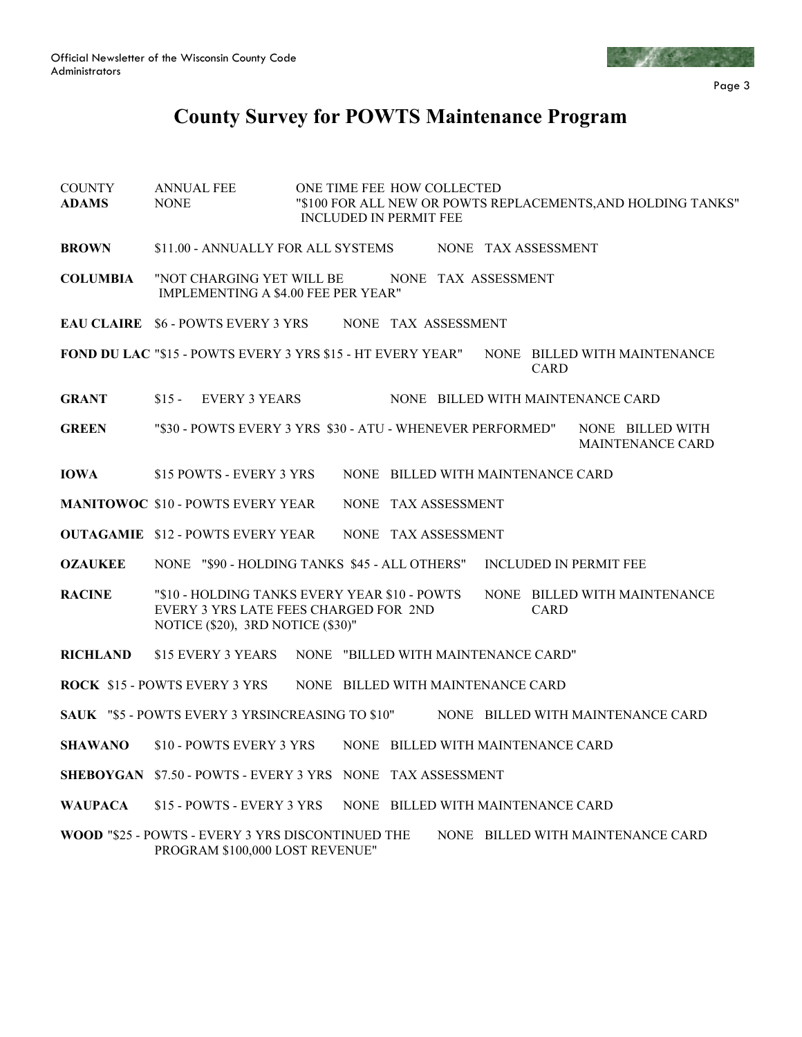# County Survey for POWTS Maintenance Program

| COUNTY | ANNUAL FEE | ONE TIME FEE | HOW COLLECTED |
|---|---|---|---|
| **ADAMS** | NONE | "$100 FOR ALL NEW OR POWTS REPLACEMENTS,AND HOLDING TANKS" | INCLUDED IN PERMIT FEE |
| **BROWN** | $11.00 - ANNUALLY FOR ALL SYSTEMS | NONE | TAX ASSESSMENT |
| **COLUMBIA** | "NOT CHARGING YET WILL BE IMPLEMENTING A $4.00 FEE PER YEAR" | NONE | TAX ASSESSMENT |
| **EAU CLAIRE** | $6 - POWTS EVERY 3 YRS | NONE | TAX ASSESSMENT |
| **FOND DU LAC** | "$15 - POWTS EVERY 3 YRS $15 - HT EVERY YEAR" | NONE | BILLED WITH MAINTENANCE CARD |
| **GRANT** | $15 - EVERY 3 YEARS | NONE | BILLED WITH MAINTENANCE CARD |
| **GREEN** | "$30 - POWTS EVERY 3 YRS $30 - ATU - WHENEVER PERFORMED" | NONE | BILLED WITH MAINTENANCE CARD |
| **IOWA** | $15 POWTS - EVERY 3 YRS | NONE | BILLED WITH MAINTENANCE CARD |
| **MANITOWOC** | $10 - POWTS EVERY YEAR | NONE | TAX ASSESSMENT |
| **OUTAGAMIE** | $12 - POWTS EVERY YEAR | NONE | TAX ASSESSMENT |
| **OZAUKEE** | NONE | "$90 - HOLDING TANKS $45 - ALL OTHERS" | INCLUDED IN PERMIT FEE |
| **RACINE** | "$10 - HOLDING TANKS EVERY YEAR $10 - POWTS EVERY 3 YRS LATE FEES CHARGED FOR 2ND NOTICE ($20), 3RD NOTICE ($30)" | NONE | BILLED WITH MAINTENANCE CARD |
| **RICHLAND** | $15 EVERY 3 YEARS | NONE | "BILLED WITH MAINTENANCE CARD" |
| **ROCK** | $15 - POWTS EVERY 3 YRS | NONE | BILLED WITH MAINTENANCE CARD |
| **SAUK** | "$5 - POWTS EVERY 3 YRSINCREASING TO $10" | NONE | BILLED WITH MAINTENANCE CARD |
| **SHAWANO** | $10 - POWTS EVERY 3 YRS | NONE | BILLED WITH MAINTENANCE CARD |
| **SHEBOYGAN** | $7.50 - POWTS - EVERY 3 YRS | NONE | TAX ASSESSMENT |
| **WAUPACA** | $15 - POWTS - EVERY 3 YRS | NONE | BILLED WITH MAINTENANCE CARD |
| **WOOD** | "$25 - POWTS - EVERY 3 YRS DISCONTINUED THE PROGRAM $100,000 LOST REVENUE" | NONE | BILLED WITH MAINTENANCE CARD |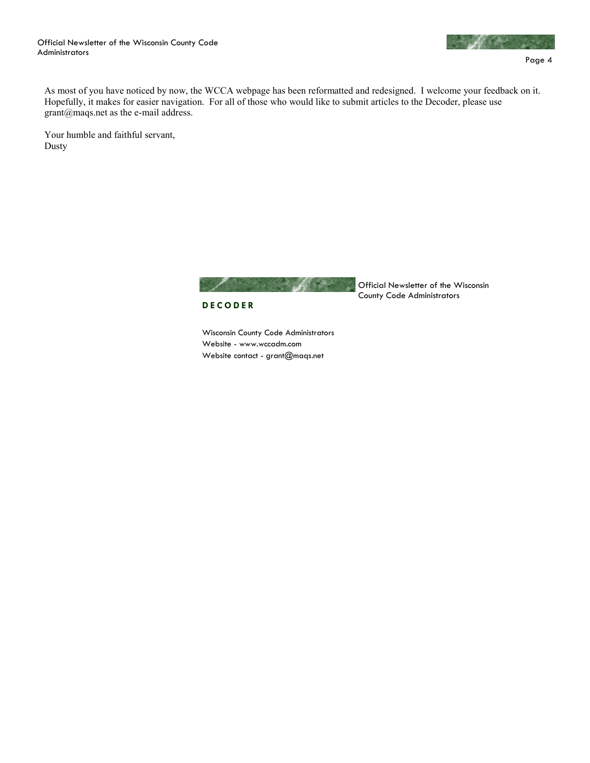As most of you have noticed by now, the WCCA webpage has been reformatted and redesigned. I welcome your feedback on it. Hopefully, it makes for easier navigation. For all of those who would like to submit articles to the Decoder, please use grant@maqs.net as the e-mail address.

Your humble and faithful servant,
Dusty

**DECODER**

Official Newsletter of the Wisconsin County Code Administrators

Wisconsin County Code Administrators
Website - www.wccadm.com
Website contact - grant@maqs.net